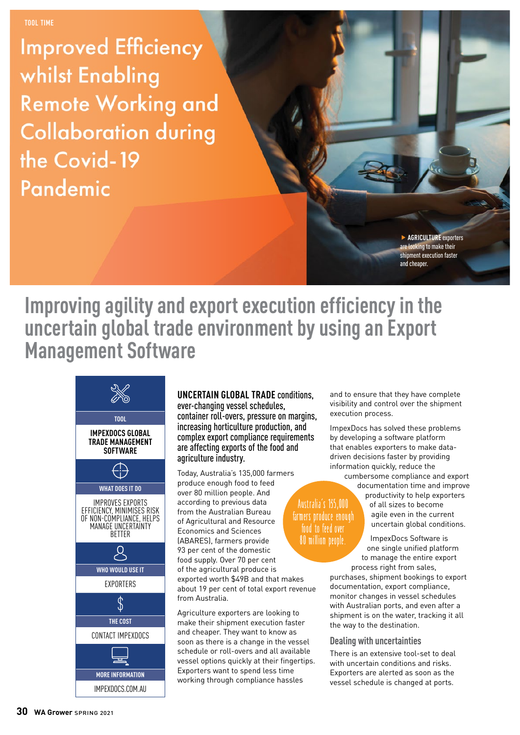TOOL TIME

# Improved Efficiency whilst Enabling Remote Working and Collaboration during the Covid-19 Pandemic

▶ **AGRICULTURE** exporters are looking to make their shipment execution faster and cheaper.

## Improving agility and export execution efficiency in the uncertain global trade environment by using an Export Management Software

| TOOL |
|---|
| IMPEXDOCS GLOBAL TRADE MANAGEMENT SOFTWARE |
| **WHAT DOES IT DO** |
| IMPROVES EXPORTS EFFICIENCY, MINIMISES RISK OF NON-COMPLIANCE, HELPS MANAGE UNCERTAINTY BETTER |
| **WHO WOULD USE IT** |
| EXPORTERS |
| **THE COST** |
| CONTACT IMPEXDOCS |
| **MORE INFORMATION** |
| IMPEXDOCS.COM.AU |

**UNCERTAIN GLOBAL TRADE** conditions, ever-changing vessel schedules, container roll-overs, pressure on margins, increasing horticulture production, and complex export compliance requirements are affecting exports of the food and agriculture industry.

Today, Australia's 135,000 farmers produce enough food to feed over 80 million people. And according to previous data from the Australian Bureau of Agricultural and Resource Economics and Sciences (ABARES), farmers provide 93 per cent of the domestic food supply. Over 70 per cent of the agricultural produce is exported worth $49B and that makes about 19 per cent of total export revenue from Australia.

Australia's 135,000 farmers produce enough food to feed over 80 million people.

Agriculture exporters are looking to make their shipment execution faster and cheaper. They want to know as soon as there is a change in the vessel schedule or roll-overs and all available vessel options quickly at their fingertips. Exporters want to spend less time working through compliance hassles and to ensure that they have complete visibility and control over the shipment execution process.

ImpexDocs has solved these problems by developing a software platform that enables exporters to make data-driven decisions faster by providing information quickly, reduce the cumbersome compliance and export documentation time and improve productivity to help exporters of all sizes to become agile even in the current uncertain global conditions.

ImpexDocs Software is one single unified platform to manage the entire export process right from sales, purchases, shipment bookings to export documentation, export compliance, monitor changes in vessel schedules with Australian ports, and even after a shipment is on the water, tracking it all the way to the destination.

### Dealing with uncertainties

There is an extensive tool-set to deal with uncertain conditions and risks. Exporters are alerted as soon as the vessel schedule is changed at ports.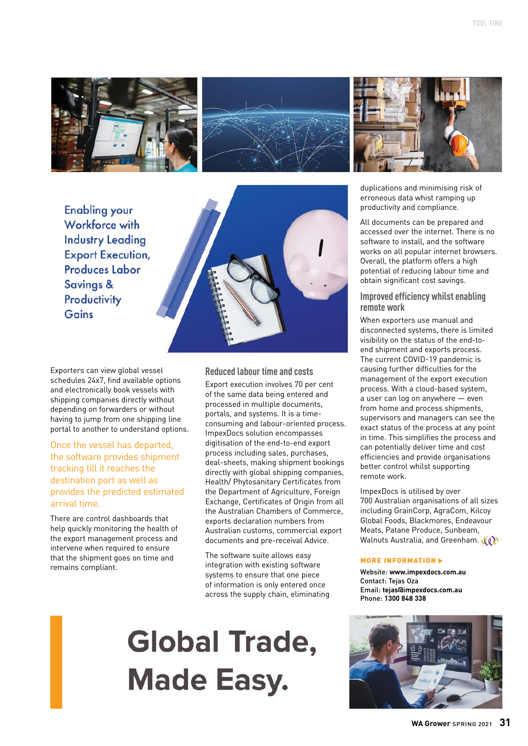## Enabling your Workforce with Industry Leading Export Execution, Produces Labor Savings & Productivity Gains

Exporters can view global vessel schedules 24x7, find available options and electronically book vessels with shipping companies directly without depending on forwarders or without having to jump from one shipping line portal to another to understand options.

Once the vessel has departed, the software provides shipment tracking till it reaches the destination port as well as provides the predicted estimated arrival time.

There are control dashboards that help quickly monitoring the health of the export management process and intervene when required to ensure that the shipment goes on time and remains compliant.

### Reduced labour time and costs

Export execution involves 70 per cent of the same data being entered and processed in multiple documents, portals, and systems. It is a time-consuming and labour-oriented process. ImpexDocs solution encompasses digitisation of the end-to-end export process including sales, purchases, deal-sheets, making shipment bookings directly with global shipping companies, Health/ Phytosanitary Certificates from the Department of Agriculture, Foreign Exchange, Certificates of Origin from all the Australian Chambers of Commerce, exports declaration numbers from Australian customs, commercial export documents and pre-receival Advice.

The software suite allows easy integration with existing software systems to ensure that one piece of information is only entered once across the supply chain, eliminating duplications and minimising risk of erroneous data whilst ramping up productivity and compliance.

All documents can be prepared and accessed over the internet. There is no software to install, and the software works on all popular internet browsers. Overall, the platform offers a high potential of reducing labour time and obtain significant cost savings.

### Improved efficiency whilst enabling remote work

When exporters use manual and disconnected systems, there is limited visibility on the status of the end-to-end shipment and exports process. The current COVID-19 pandemic is causing further difficulties for the management of the export execution process. With a cloud-based system, a user can log on anywhere — even from home and process shipments, supervisors and managers can see the exact status of the process at any point in time. This simplifies the process and can potentially deliver time and cost efficiencies and provide organisations better control whilst supporting remote work.

ImpexDocs is utilised by over 700 Australian organisations of all sizes including GrainCorp, AgraCom, Kilcoy Global Foods, Blackmores, Endeavour Meats, Patane Produce, Sunbeam, Walnuts Australia, and Greenham.

**MORE INFORMATION ▸**

Website: **www.impexdocs.com.au**
Contact: Tejas Oza
Email: **tejas@impexdocs.com.au**
Phone: **1300 848 338**

# Global Trade, Made Easy.